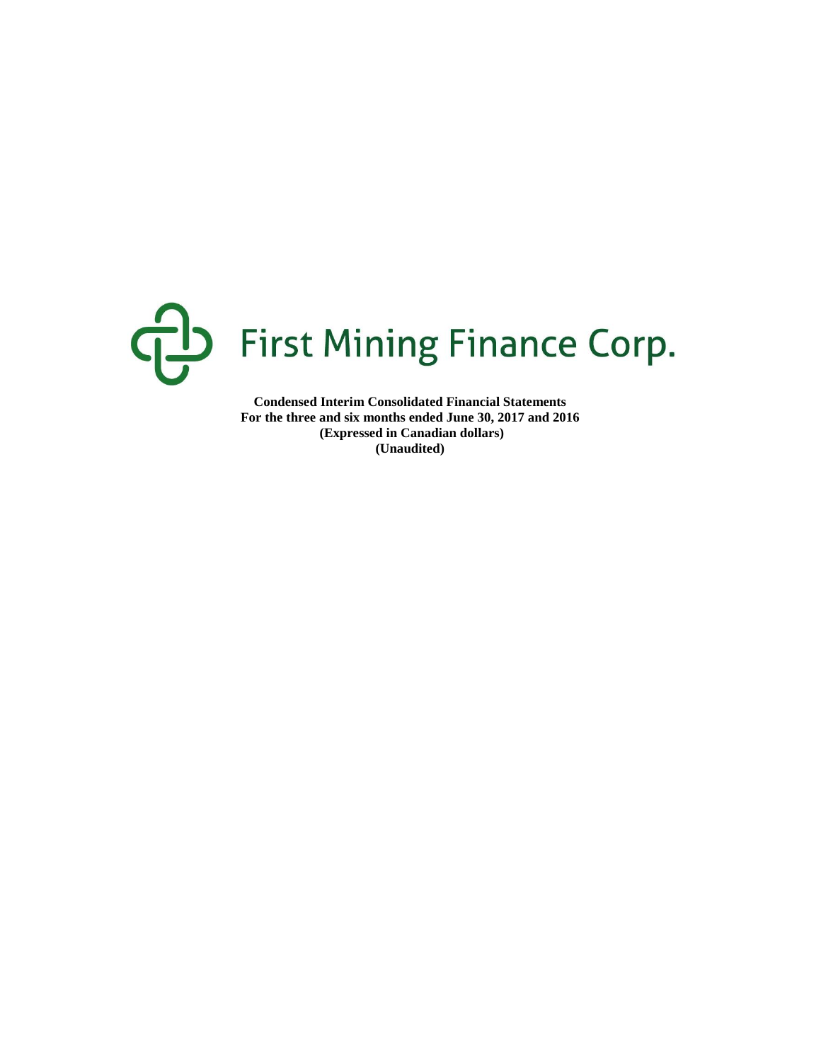# First Mining Finance Corp.

**Condensed Interim Consolidated Financial Statements**
**For the three and six months ended June 30, 2017 and 2016**
**(Expressed in Canadian dollars)**
**(Unaudited)**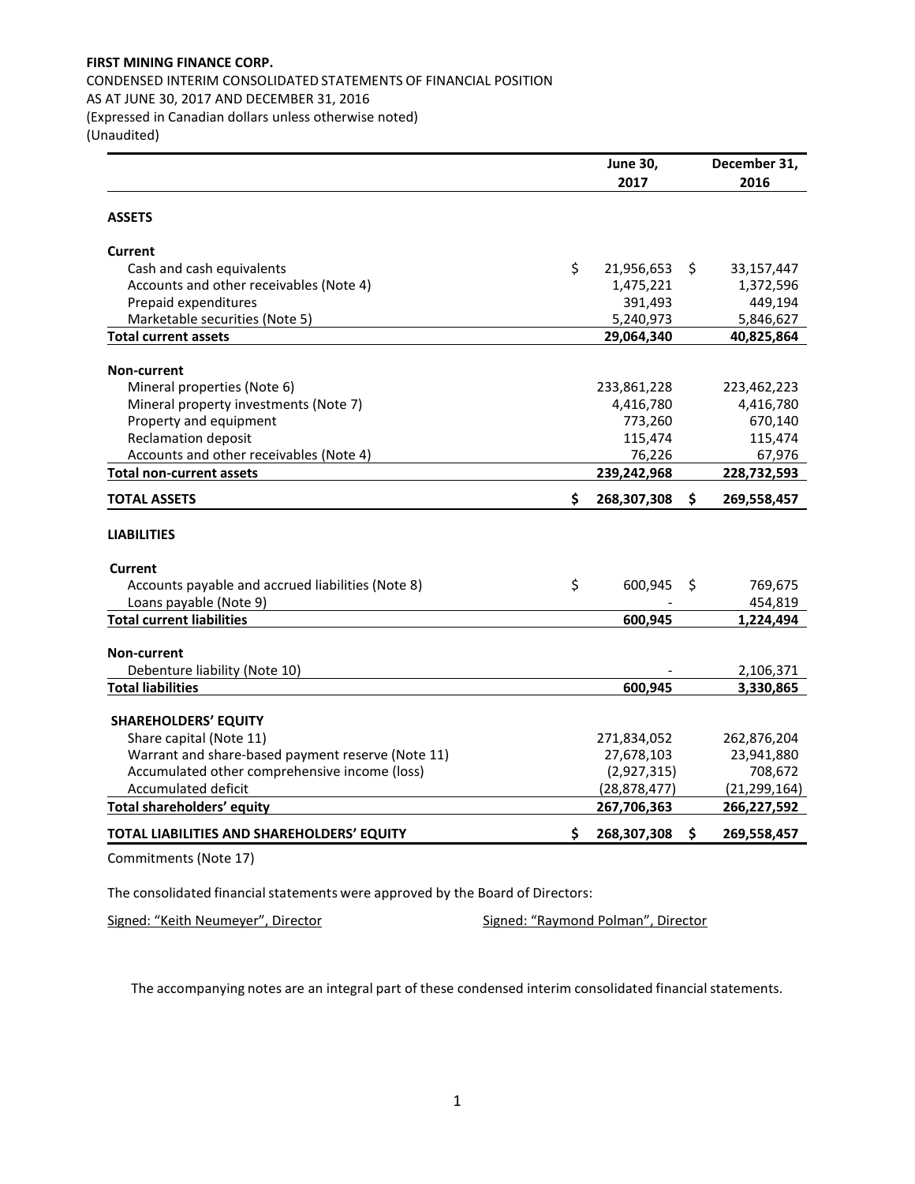**FIRST MINING FINANCE CORP.**

CONDENSED INTERIM CONSOLIDATED STATEMENTS OF FINANCIAL POSITION
AS AT JUNE 30, 2017 AND DECEMBER 31, 2016
(Expressed in Canadian dollars unless otherwise noted)
(Unaudited)

| | June 30, 2017 | December 31, 2016 |
|---|---|---|
| **ASSETS** | | |
| **Current** | | |
| Cash and cash equivalents | $ 21,956,653 | $ 33,157,447 |
| Accounts and other receivables (Note 4) | 1,475,221 | 1,372,596 |
| Prepaid expenditures | 391,493 | 449,194 |
| Marketable securities (Note 5) | 5,240,973 | 5,846,627 |
| **Total current assets** | **29,064,340** | **40,825,864** |
| **Non-current** | | |
| Mineral properties (Note 6) | 233,861,228 | 223,462,223 |
| Mineral property investments (Note 7) | 4,416,780 | 4,416,780 |
| Property and equipment | 773,260 | 670,140 |
| Reclamation deposit | 115,474 | 115,474 |
| Accounts and other receivables (Note 4) | 76,226 | 67,976 |
| **Total non-current assets** | **239,242,968** | **228,732,593** |
| **TOTAL ASSETS** | **$ 268,307,308** | **$ 269,558,457** |
| **LIABILITIES** | | |
| **Current** | | |
| Accounts payable and accrued liabilities (Note 8) | $ 600,945 | $ 769,675 |
| Loans payable (Note 9) | - | 454,819 |
| **Total current liabilities** | **600,945** | **1,224,494** |
| **Non-current** | | |
| Debenture liability (Note 10) | - | 2,106,371 |
| **Total liabilities** | **600,945** | **3,330,865** |
| **SHAREHOLDERS' EQUITY** | | |
| Share capital (Note 11) | 271,834,052 | 262,876,204 |
| Warrant and share-based payment reserve (Note 11) | 27,678,103 | 23,941,880 |
| Accumulated other comprehensive income (loss) | (2,927,315) | 708,672 |
| Accumulated deficit | (28,878,477) | (21,299,164) |
| **Total shareholders' equity** | **267,706,363** | **266,227,592** |
| **TOTAL LIABILITIES AND SHAREHOLDERS' EQUITY** | **$ 268,307,308** | **$ 269,558,457** |

Commitments (Note 17)

The consolidated financial statements were approved by the Board of Directors:

Signed: "Keith Neumeyer", Director

Signed: "Raymond Polman", Director

The accompanying notes are an integral part of these condensed interim consolidated financial statements.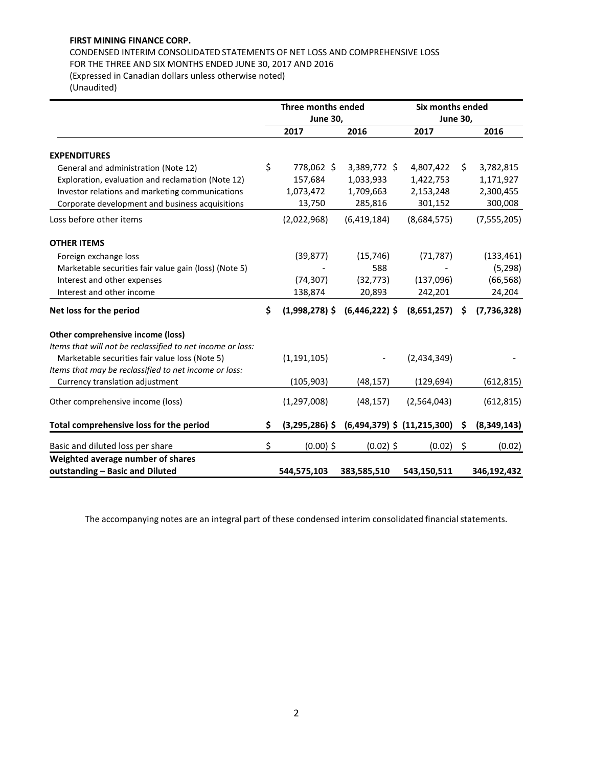**FIRST MINING FINANCE CORP.**

CONDENSED INTERIM CONSOLIDATED STATEMENTS OF NET LOSS AND COMPREHENSIVE LOSS
FOR THE THREE AND SIX MONTHS ENDED JUNE 30, 2017 AND 2016
(Expressed in Canadian dollars unless otherwise noted)
(Unaudited)

| | Three months ended June 30, | | Six months ended June 30, | |
|---|---|---|---|---|
| | 2017 | 2016 | 2017 | 2016 |
| **EXPENDITURES** | | | | |
| General and administration (Note 12) | $ 778,062 | $ 3,389,772 | $ 4,807,422 | $ 3,782,815 |
| Exploration, evaluation and reclamation (Note 12) | 157,684 | 1,033,933 | 1,422,753 | 1,171,927 |
| Investor relations and marketing communications | 1,073,472 | 1,709,663 | 2,153,248 | 2,300,455 |
| Corporate development and business acquisitions | 13,750 | 285,816 | 301,152 | 300,008 |
| Loss before other items | (2,022,968) | (6,419,184) | (8,684,575) | (7,555,205) |
| **OTHER ITEMS** | | | | |
| Foreign exchange loss | (39,877) | (15,746) | (71,787) | (133,461) |
| Marketable securities fair value gain (loss) (Note 5) | - | 588 | - | (5,298) |
| Interest and other expenses | (74,307) | (32,773) | (137,096) | (66,568) |
| Interest and other income | 138,874 | 20,893 | 242,201 | 24,204 |
| **Net loss for the period** | **$ (1,998,278)** | **$ (6,446,222)** | **$ (8,651,257)** | **$ (7,736,328)** |
| **Other comprehensive income (loss)** | | | | |
| *Items that will not be reclassified to net income or loss:* | | | | |
| Marketable securities fair value loss (Note 5) | (1,191,105) | - | (2,434,349) | - |
| *Items that may be reclassified to net income or loss:* | | | | |
| Currency translation adjustment | (105,903) | (48,157) | (129,694) | (612,815) |
| Other comprehensive income (loss) | (1,297,008) | (48,157) | (2,564,043) | (612,815) |
| **Total comprehensive loss for the period** | **$ (3,295,286)** | **$ (6,494,379)** | **$ (11,215,300)** | **$ (8,349,143)** |
| Basic and diluted loss per share | $ (0.00) | $ (0.02) | $ (0.02) | $ (0.02) |
| **Weighted average number of shares outstanding – Basic and Diluted** | **544,575,103** | **383,585,510** | **543,150,511** | **346,192,432** |

The accompanying notes are an integral part of these condensed interim consolidated financial statements.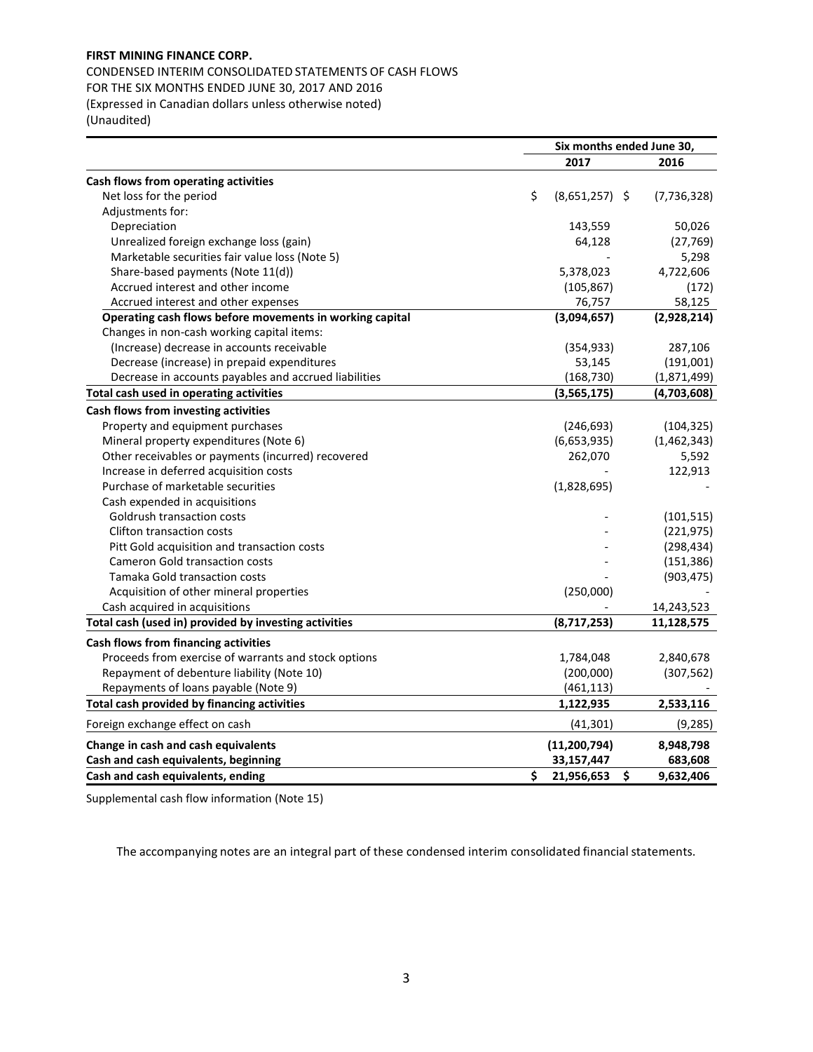**FIRST MINING FINANCE CORP.**

CONDENSED INTERIM CONSOLIDATED STATEMENTS OF CASH FLOWS
FOR THE SIX MONTHS ENDED JUNE 30, 2017 AND 2016
(Expressed in Canadian dollars unless otherwise noted)
(Unaudited)

| | Six months ended June 30, | |
|---|---|---|
| | **2017** | **2016** |
| **Cash flows from operating activities** | | |
| Net loss for the period | $ (8,651,257) | $ (7,736,328) |
| Adjustments for: | | |
| Depreciation | 143,559 | 50,026 |
| Unrealized foreign exchange loss (gain) | 64,128 | (27,769) |
| Marketable securities fair value loss (Note 5) | - | 5,298 |
| Share-based payments (Note 11(d)) | 5,378,023 | 4,722,606 |
| Accrued interest and other income | (105,867) | (172) |
| Accrued interest and other expenses | 76,757 | 58,125 |
| **Operating cash flows before movements in working capital** | **(3,094,657)** | **(2,928,214)** |
| Changes in non-cash working capital items: | | |
| (Increase) decrease in accounts receivable | (354,933) | 287,106 |
| Decrease (increase) in prepaid expenditures | 53,145 | (191,001) |
| Decrease in accounts payables and accrued liabilities | (168,730) | (1,871,499) |
| **Total cash used in operating activities** | **(3,565,175)** | **(4,703,608)** |
| **Cash flows from investing activities** | | |
| Property and equipment purchases | (246,693) | (104,325) |
| Mineral property expenditures (Note 6) | (6,653,935) | (1,462,343) |
| Other receivables or payments (incurred) recovered | 262,070 | 5,592 |
| Increase in deferred acquisition costs | - | 122,913 |
| Purchase of marketable securities | (1,828,695) | - |
| Cash expended in acquisitions | | |
| Goldrush transaction costs | - | (101,515) |
| Clifton transaction costs | - | (221,975) |
| Pitt Gold acquisition and transaction costs | - | (298,434) |
| Cameron Gold transaction costs | - | (151,386) |
| Tamaka Gold transaction costs | - | (903,475) |
| Acquisition of other mineral properties | (250,000) | - |
| Cash acquired in acquisitions | - | 14,243,523 |
| **Total cash (used in) provided by investing activities** | **(8,717,253)** | **11,128,575** |
| **Cash flows from financing activities** | | |
| Proceeds from exercise of warrants and stock options | 1,784,048 | 2,840,678 |
| Repayment of debenture liability (Note 10) | (200,000) | (307,562) |
| Repayments of loans payable (Note 9) | (461,113) | - |
| **Total cash provided by financing activities** | **1,122,935** | **2,533,116** |
| Foreign exchange effect on cash | (41,301) | (9,285) |
| **Change in cash and cash equivalents** | **(11,200,794)** | **8,948,798** |
| **Cash and cash equivalents, beginning** | **33,157,447** | **683,608** |
| **Cash and cash equivalents, ending** | **$ 21,956,653** | **$ 9,632,406** |

Supplemental cash flow information (Note 15)

The accompanying notes are an integral part of these condensed interim consolidated financial statements.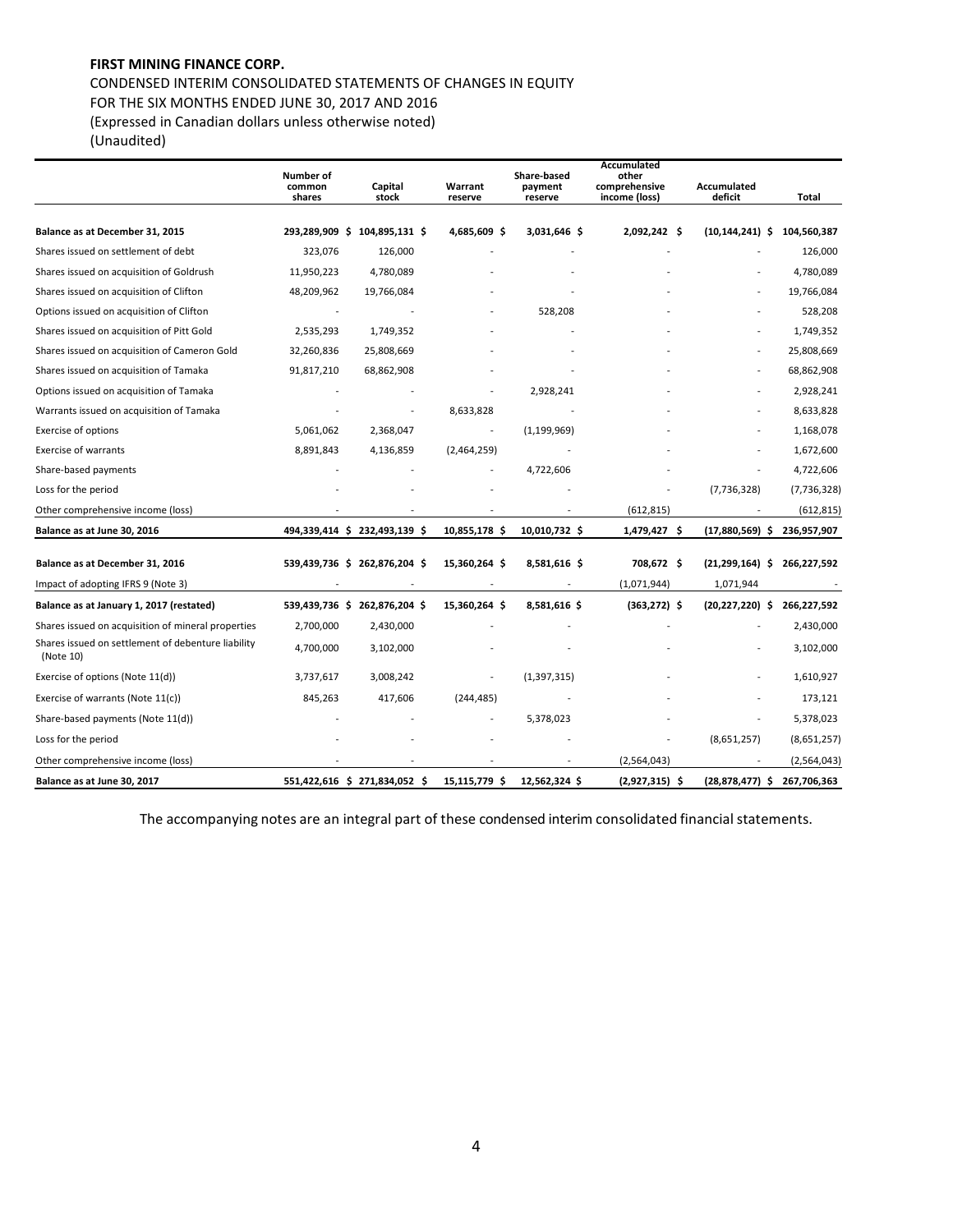**FIRST MINING FINANCE CORP.**

CONDENSED INTERIM CONSOLIDATED STATEMENTS OF CHANGES IN EQUITY
FOR THE SIX MONTHS ENDED JUNE 30, 2017 AND 2016
(Expressed in Canadian dollars unless otherwise noted)
(Unaudited)

| | Number of common shares | Capital stock | Warrant reserve | Share-based payment reserve | Accumulated other comprehensive income (loss) | Accumulated deficit | Total |
|---|---|---|---|---|---|---|---|
| **Balance as at December 31, 2015** | **293,289,909** | **$ 104,895,131** | **$ 4,685,609** | **$ 3,031,646** | **$ 2,092,242** | **$ (10,144,241)** | **$ 104,560,387** |
| Shares issued on settlement of debt | 323,076 | 126,000 | - | - | - | - | 126,000 |
| Shares issued on acquisition of Goldrush | 11,950,223 | 4,780,089 | - | - | - | - | 4,780,089 |
| Shares issued on acquisition of Clifton | 48,209,962 | 19,766,084 | - | - | - | - | 19,766,084 |
| Options issued on acquisition of Clifton | - | - | - | 528,208 | - | - | 528,208 |
| Shares issued on acquisition of Pitt Gold | 2,535,293 | 1,749,352 | - | - | - | - | 1,749,352 |
| Shares issued on acquisition of Cameron Gold | 32,260,836 | 25,808,669 | - | - | - | - | 25,808,669 |
| Shares issued on acquisition of Tamaka | 91,817,210 | 68,862,908 | - | - | - | - | 68,862,908 |
| Options issued on acquisition of Tamaka | - | - | - | 2,928,241 | - | - | 2,928,241 |
| Warrants issued on acquisition of Tamaka | - | - | 8,633,828 | - | - | - | 8,633,828 |
| Exercise of options | 5,061,062 | 2,368,047 | - | (1,199,969) | - | - | 1,168,078 |
| Exercise of warrants | 8,891,843 | 4,136,859 | (2,464,259) | - | - | - | 1,672,600 |
| Share-based payments | - | - | - | 4,722,606 | - | - | 4,722,606 |
| Loss for the period | - | - | - | - | - | (7,736,328) | (7,736,328) |
| Other comprehensive income (loss) | - | - | - | - | (612,815) | - | (612,815) |
| **Balance as at June 30, 2016** | **494,339,414** | **$ 232,493,139** | **$ 10,855,178** | **$ 10,010,732** | **$ 1,479,427** | **$ (17,880,569)** | **$ 236,957,907** |
| | | | | | | | |
| **Balance as at December 31, 2016** | **539,439,736** | **$ 262,876,204** | **$ 15,360,264** | **$ 8,581,616** | **$ 708,672** | **$ (21,299,164)** | **$ 266,227,592** |
| Impact of adopting IFRS 9 (Note 3) | - | - | - | - | (1,071,944) | 1,071,944 | - |
| **Balance as at January 1, 2017 (restated)** | **539,439,736** | **$ 262,876,204** | **$ 15,360,264** | **$ 8,581,616** | **$ (363,272)** | **$ (20,227,220)** | **$ 266,227,592** |
| Shares issued on acquisition of mineral properties | 2,700,000 | 2,430,000 | - | - | - | - | 2,430,000 |
| Shares issued on settlement of debenture liability (Note 10) | 4,700,000 | 3,102,000 | - | - | - | - | 3,102,000 |
| Exercise of options (Note 11(d)) | 3,737,617 | 3,008,242 | - | (1,397,315) | - | - | 1,610,927 |
| Exercise of warrants (Note 11(c)) | 845,263 | 417,606 | (244,485) | - | - | - | 173,121 |
| Share-based payments (Note 11(d)) | - | - | - | 5,378,023 | - | - | 5,378,023 |
| Loss for the period | - | - | - | - | - | (8,651,257) | (8,651,257) |
| Other comprehensive income (loss) | - | - | - | - | (2,564,043) | - | (2,564,043) |
| **Balance as at June 30, 2017** | **551,422,616** | **$ 271,834,052** | **$ 15,115,779** | **$ 12,562,324** | **$ (2,927,315)** | **$ (28,878,477)** | **$ 267,706,363** |

The accompanying notes are an integral part of these condensed interim consolidated financial statements.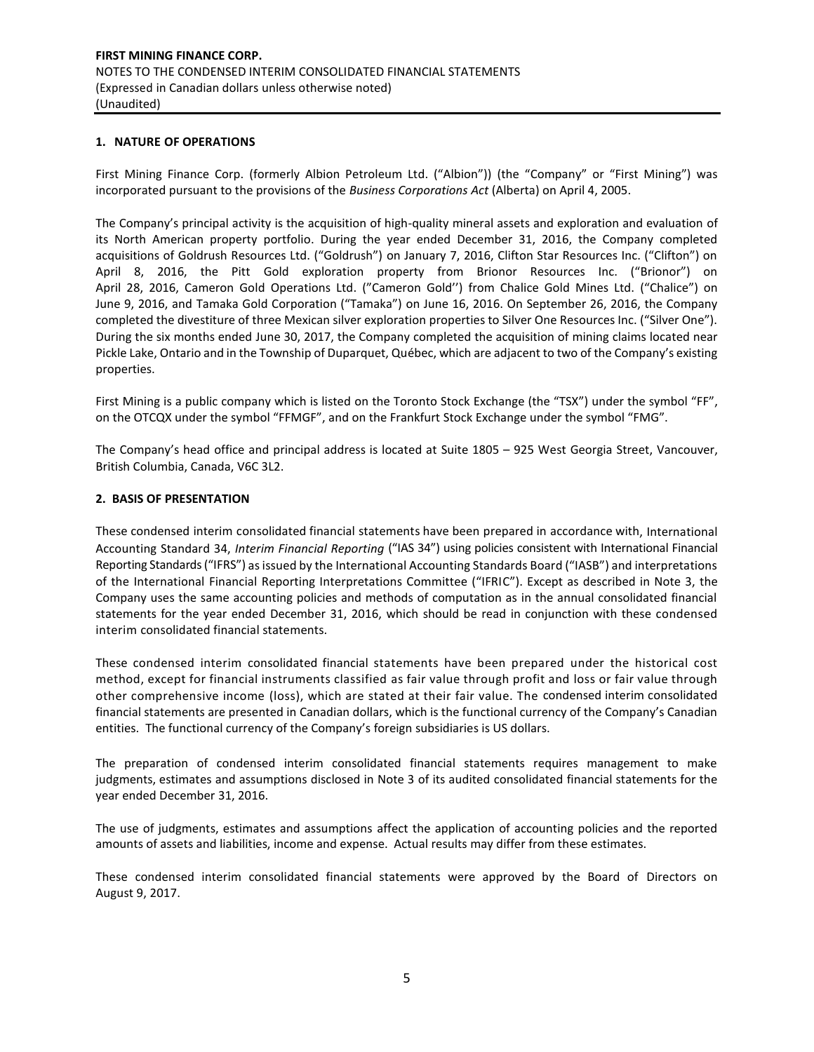## 1. NATURE OF OPERATIONS

First Mining Finance Corp. (formerly Albion Petroleum Ltd. ("Albion")) (the "Company" or "First Mining") was incorporated pursuant to the provisions of the *Business Corporations Act* (Alberta) on April 4, 2005.

The Company's principal activity is the acquisition of high-quality mineral assets and exploration and evaluation of its North American property portfolio. During the year ended December 31, 2016, the Company completed acquisitions of Goldrush Resources Ltd. ("Goldrush") on January 7, 2016, Clifton Star Resources Inc. ("Clifton") on April 8, 2016, the Pitt Gold exploration property from Brionor Resources Inc. ("Brionor") on April 28, 2016, Cameron Gold Operations Ltd. ("Cameron Gold'') from Chalice Gold Mines Ltd. ("Chalice") on June 9, 2016, and Tamaka Gold Corporation ("Tamaka") on June 16, 2016. On September 26, 2016, the Company completed the divestiture of three Mexican silver exploration properties to Silver One Resources Inc. ("Silver One"). During the six months ended June 30, 2017, the Company completed the acquisition of mining claims located near Pickle Lake, Ontario and in the Township of Duparquet, Québec, which are adjacent to two of the Company's existing properties.

First Mining is a public company which is listed on the Toronto Stock Exchange (the "TSX") under the symbol "FF", on the OTCQX under the symbol "FFMGF", and on the Frankfurt Stock Exchange under the symbol "FMG".

The Company's head office and principal address is located at Suite 1805 – 925 West Georgia Street, Vancouver, British Columbia, Canada, V6C 3L2.

## 2. BASIS OF PRESENTATION

These condensed interim consolidated financial statements have been prepared in accordance with, International Accounting Standard 34, *Interim Financial Reporting* ("IAS 34") using policies consistent with International Financial Reporting Standards ("IFRS") as issued by the International Accounting Standards Board ("IASB") and interpretations of the International Financial Reporting Interpretations Committee ("IFRIC"). Except as described in Note 3, the Company uses the same accounting policies and methods of computation as in the annual consolidated financial statements for the year ended December 31, 2016, which should be read in conjunction with these condensed interim consolidated financial statements.

These condensed interim consolidated financial statements have been prepared under the historical cost method, except for financial instruments classified as fair value through profit and loss or fair value through other comprehensive income (loss), which are stated at their fair value. The condensed interim consolidated financial statements are presented in Canadian dollars, which is the functional currency of the Company's Canadian entities. The functional currency of the Company's foreign subsidiaries is US dollars.

The preparation of condensed interim consolidated financial statements requires management to make judgments, estimates and assumptions disclosed in Note 3 of its audited consolidated financial statements for the year ended December 31, 2016.

The use of judgments, estimates and assumptions affect the application of accounting policies and the reported amounts of assets and liabilities, income and expense. Actual results may differ from these estimates.

These condensed interim consolidated financial statements were approved by the Board of Directors on August 9, 2017.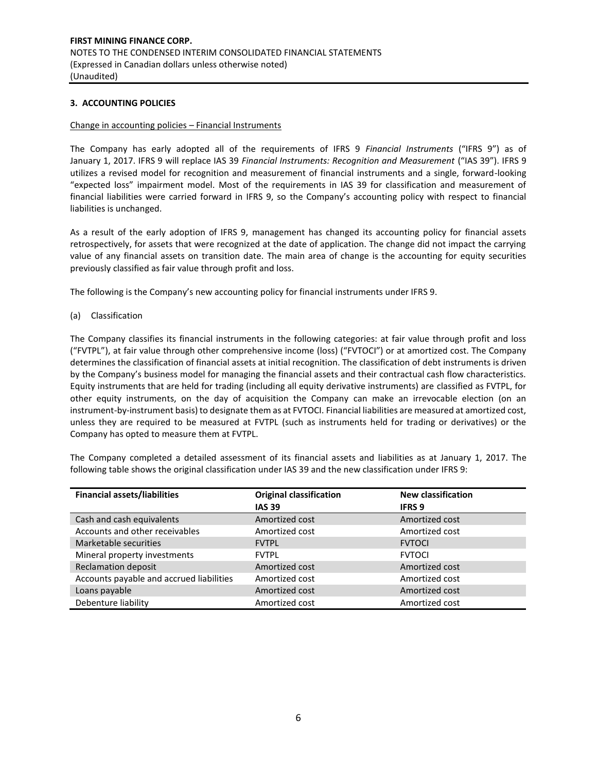## 3. ACCOUNTING POLICIES

Change in accounting policies – Financial Instruments

The Company has early adopted all of the requirements of IFRS 9 *Financial Instruments* ("IFRS 9") as of January 1, 2017. IFRS 9 will replace IAS 39 *Financial Instruments: Recognition and Measurement* ("IAS 39"). IFRS 9 utilizes a revised model for recognition and measurement of financial instruments and a single, forward-looking "expected loss" impairment model. Most of the requirements in IAS 39 for classification and measurement of financial liabilities were carried forward in IFRS 9, so the Company's accounting policy with respect to financial liabilities is unchanged.

As a result of the early adoption of IFRS 9, management has changed its accounting policy for financial assets retrospectively, for assets that were recognized at the date of application. The change did not impact the carrying value of any financial assets on transition date. The main area of change is the accounting for equity securities previously classified as fair value through profit and loss.

The following is the Company's new accounting policy for financial instruments under IFRS 9.

(a) Classification

The Company classifies its financial instruments in the following categories: at fair value through profit and loss ("FVTPL"), at fair value through other comprehensive income (loss) ("FVTOCI") or at amortized cost. The Company determines the classification of financial assets at initial recognition. The classification of debt instruments is driven by the Company's business model for managing the financial assets and their contractual cash flow characteristics. Equity instruments that are held for trading (including all equity derivative instruments) are classified as FVTPL, for other equity instruments, on the day of acquisition the Company can make an irrevocable election (on an instrument-by-instrument basis) to designate them as at FVTOCI. Financial liabilities are measured at amortized cost, unless they are required to be measured at FVTPL (such as instruments held for trading or derivatives) or the Company has opted to measure them at FVTPL.

The Company completed a detailed assessment of its financial assets and liabilities as at January 1, 2017. The following table shows the original classification under IAS 39 and the new classification under IFRS 9:

| Financial assets/liabilities | Original classification IAS 39 | New classification IFRS 9 |
|---|---|---|
| Cash and cash equivalents | Amortized cost | Amortized cost |
| Accounts and other receivables | Amortized cost | Amortized cost |
| Marketable securities | FVTPL | FVTOCI |
| Mineral property investments | FVTPL | FVTOCI |
| Reclamation deposit | Amortized cost | Amortized cost |
| Accounts payable and accrued liabilities | Amortized cost | Amortized cost |
| Loans payable | Amortized cost | Amortized cost |
| Debenture liability | Amortized cost | Amortized cost |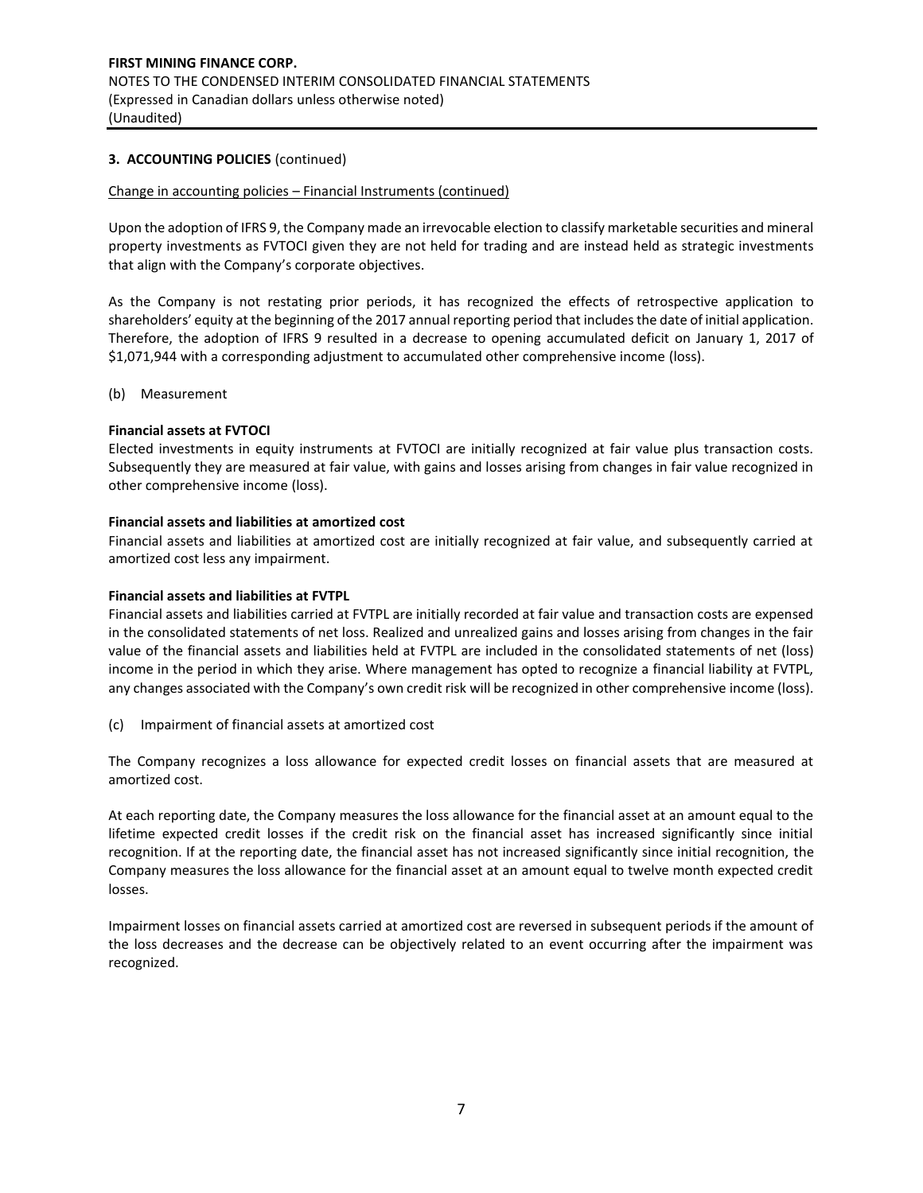**3. ACCOUNTING POLICIES** (continued)

Change in accounting policies – Financial Instruments (continued)

Upon the adoption of IFRS 9, the Company made an irrevocable election to classify marketable securities and mineral property investments as FVTOCI given they are not held for trading and are instead held as strategic investments that align with the Company's corporate objectives.

As the Company is not restating prior periods, it has recognized the effects of retrospective application to shareholders' equity at the beginning of the 2017 annual reporting period that includes the date of initial application. Therefore, the adoption of IFRS 9 resulted in a decrease to opening accumulated deficit on January 1, 2017 of $1,071,944 with a corresponding adjustment to accumulated other comprehensive income (loss).

(b) Measurement

**Financial assets at FVTOCI**

Elected investments in equity instruments at FVTOCI are initially recognized at fair value plus transaction costs. Subsequently they are measured at fair value, with gains and losses arising from changes in fair value recognized in other comprehensive income (loss).

**Financial assets and liabilities at amortized cost**

Financial assets and liabilities at amortized cost are initially recognized at fair value, and subsequently carried at amortized cost less any impairment.

**Financial assets and liabilities at FVTPL**

Financial assets and liabilities carried at FVTPL are initially recorded at fair value and transaction costs are expensed in the consolidated statements of net loss. Realized and unrealized gains and losses arising from changes in the fair value of the financial assets and liabilities held at FVTPL are included in the consolidated statements of net (loss) income in the period in which they arise. Where management has opted to recognize a financial liability at FVTPL, any changes associated with the Company's own credit risk will be recognized in other comprehensive income (loss).

(c) Impairment of financial assets at amortized cost

The Company recognizes a loss allowance for expected credit losses on financial assets that are measured at amortized cost.

At each reporting date, the Company measures the loss allowance for the financial asset at an amount equal to the lifetime expected credit losses if the credit risk on the financial asset has increased significantly since initial recognition. If at the reporting date, the financial asset has not increased significantly since initial recognition, the Company measures the loss allowance for the financial asset at an amount equal to twelve month expected credit losses.

Impairment losses on financial assets carried at amortized cost are reversed in subsequent periods if the amount of the loss decreases and the decrease can be objectively related to an event occurring after the impairment was recognized.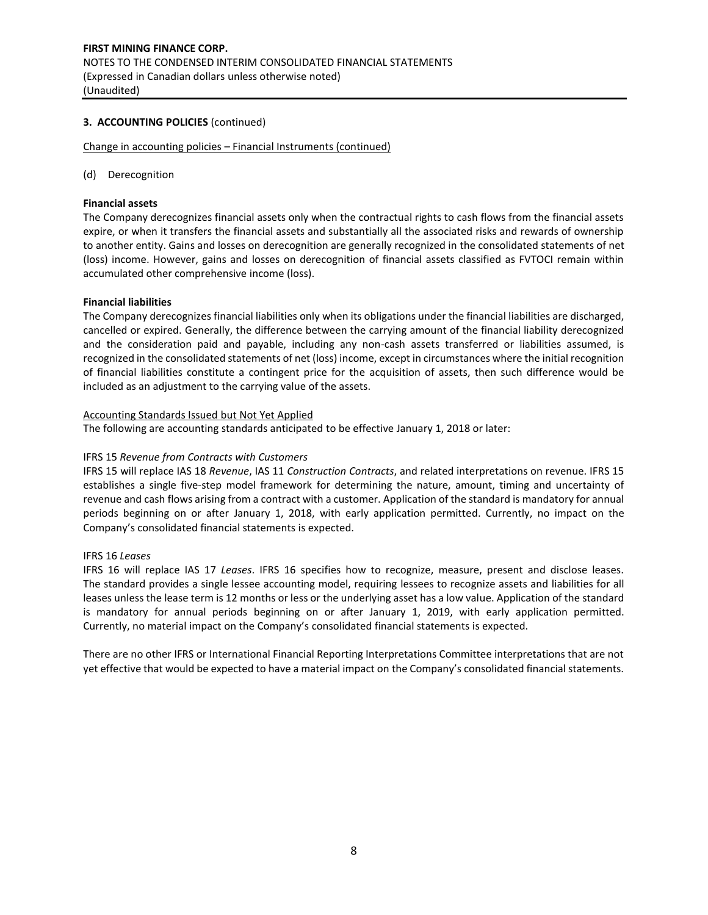## 3. ACCOUNTING POLICIES (continued)

Change in accounting policies – Financial Instruments (continued)

(d) Derecognition

**Financial assets**

The Company derecognizes financial assets only when the contractual rights to cash flows from the financial assets expire, or when it transfers the financial assets and substantially all the associated risks and rewards of ownership to another entity. Gains and losses on derecognition are generally recognized in the consolidated statements of net (loss) income. However, gains and losses on derecognition of financial assets classified as FVTOCI remain within accumulated other comprehensive income (loss).

**Financial liabilities**

The Company derecognizes financial liabilities only when its obligations under the financial liabilities are discharged, cancelled or expired. Generally, the difference between the carrying amount of the financial liability derecognized and the consideration paid and payable, including any non-cash assets transferred or liabilities assumed, is recognized in the consolidated statements of net (loss) income, except in circumstances where the initial recognition of financial liabilities constitute a contingent price for the acquisition of assets, then such difference would be included as an adjustment to the carrying value of the assets.

Accounting Standards Issued but Not Yet Applied

The following are accounting standards anticipated to be effective January 1, 2018 or later:

IFRS 15 *Revenue from Contracts with Customers*

IFRS 15 will replace IAS 18 *Revenue*, IAS 11 *Construction Contracts*, and related interpretations on revenue. IFRS 15 establishes a single five-step model framework for determining the nature, amount, timing and uncertainty of revenue and cash flows arising from a contract with a customer. Application of the standard is mandatory for annual periods beginning on or after January 1, 2018, with early application permitted. Currently, no impact on the Company's consolidated financial statements is expected.

IFRS 16 *Leases*

IFRS 16 will replace IAS 17 *Leases*. IFRS 16 specifies how to recognize, measure, present and disclose leases. The standard provides a single lessee accounting model, requiring lessees to recognize assets and liabilities for all leases unless the lease term is 12 months or less or the underlying asset has a low value. Application of the standard is mandatory for annual periods beginning on or after January 1, 2019, with early application permitted. Currently, no material impact on the Company's consolidated financial statements is expected.

There are no other IFRS or International Financial Reporting Interpretations Committee interpretations that are not yet effective that would be expected to have a material impact on the Company's consolidated financial statements.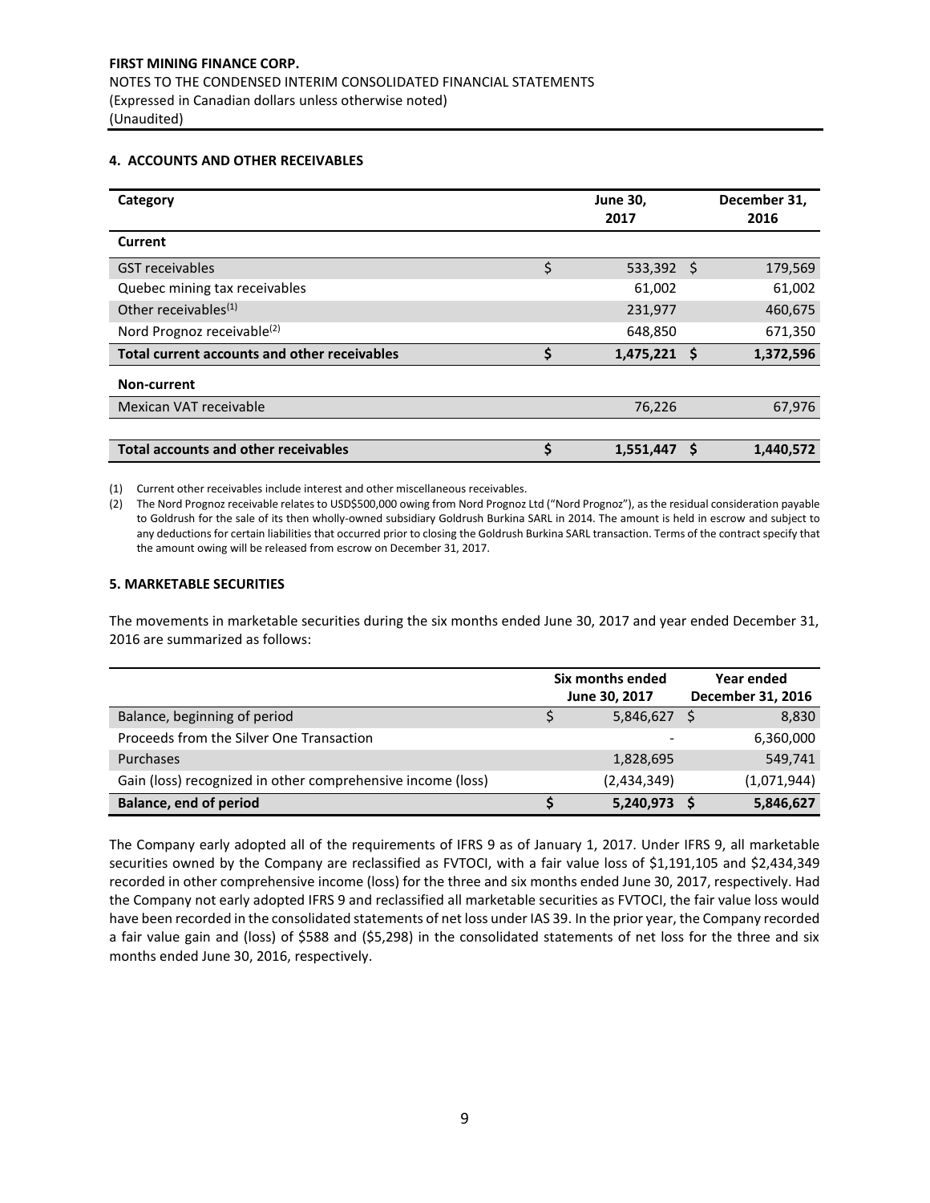## 4. ACCOUNTS AND OTHER RECEIVABLES

| Category | June 30, 2017 | December 31, 2016 |
|---|---|---|
| **Current** | | |
| GST receivables | $ 533,392 | $ 179,569 |
| Quebec mining tax receivables | 61,002 | 61,002 |
| Other receivables[(1)] | 231,977 | 460,675 |
| Nord Prognoz receivable[(2)] | 648,850 | 671,350 |
| **Total current accounts and other receivables** | **$ 1,475,221** | **$ 1,372,596** |
| **Non-current** | | |
| Mexican VAT receivable | 76,226 | 67,976 |
| | | |
| **Total accounts and other receivables** | **$ 1,551,447** | **$ 1,440,572** |

(1) Current other receivables include interest and other miscellaneous receivables.

(2) The Nord Prognoz receivable relates to USD$500,000 owing from Nord Prognoz Ltd ("Nord Prognoz"), as the residual consideration payable to Goldrush for the sale of its then wholly-owned subsidiary Goldrush Burkina SARL in 2014. The amount is held in escrow and subject to any deductions for certain liabilities that occurred prior to closing the Goldrush Burkina SARL transaction. Terms of the contract specify that the amount owing will be released from escrow on December 31, 2017.

## 5. MARKETABLE SECURITIES

The movements in marketable securities during the six months ended June 30, 2017 and year ended December 31, 2016 are summarized as follows:

| | Six months ended June 30, 2017 | Year ended December 31, 2016 |
|---|---|---|
| Balance, beginning of period | $ 5,846,627 | $ 8,830 |
| Proceeds from the Silver One Transaction | - | 6,360,000 |
| Purchases | 1,828,695 | 549,741 |
| Gain (loss) recognized in other comprehensive income (loss) | (2,434,349) | (1,071,944) |
| **Balance, end of period** | **$ 5,240,973** | **$ 5,846,627** |

The Company early adopted all of the requirements of IFRS 9 as of January 1, 2017. Under IFRS 9, all marketable securities owned by the Company are reclassified as FVTOCI, with a fair value loss of $1,191,105 and $2,434,349 recorded in other comprehensive income (loss) for the three and six months ended June 30, 2017, respectively. Had the Company not early adopted IFRS 9 and reclassified all marketable securities as FVTOCI, the fair value loss would have been recorded in the consolidated statements of net loss under IAS 39. In the prior year, the Company recorded a fair value gain and (loss) of $588 and ($5,298) in the consolidated statements of net loss for the three and six months ended June 30, 2016, respectively.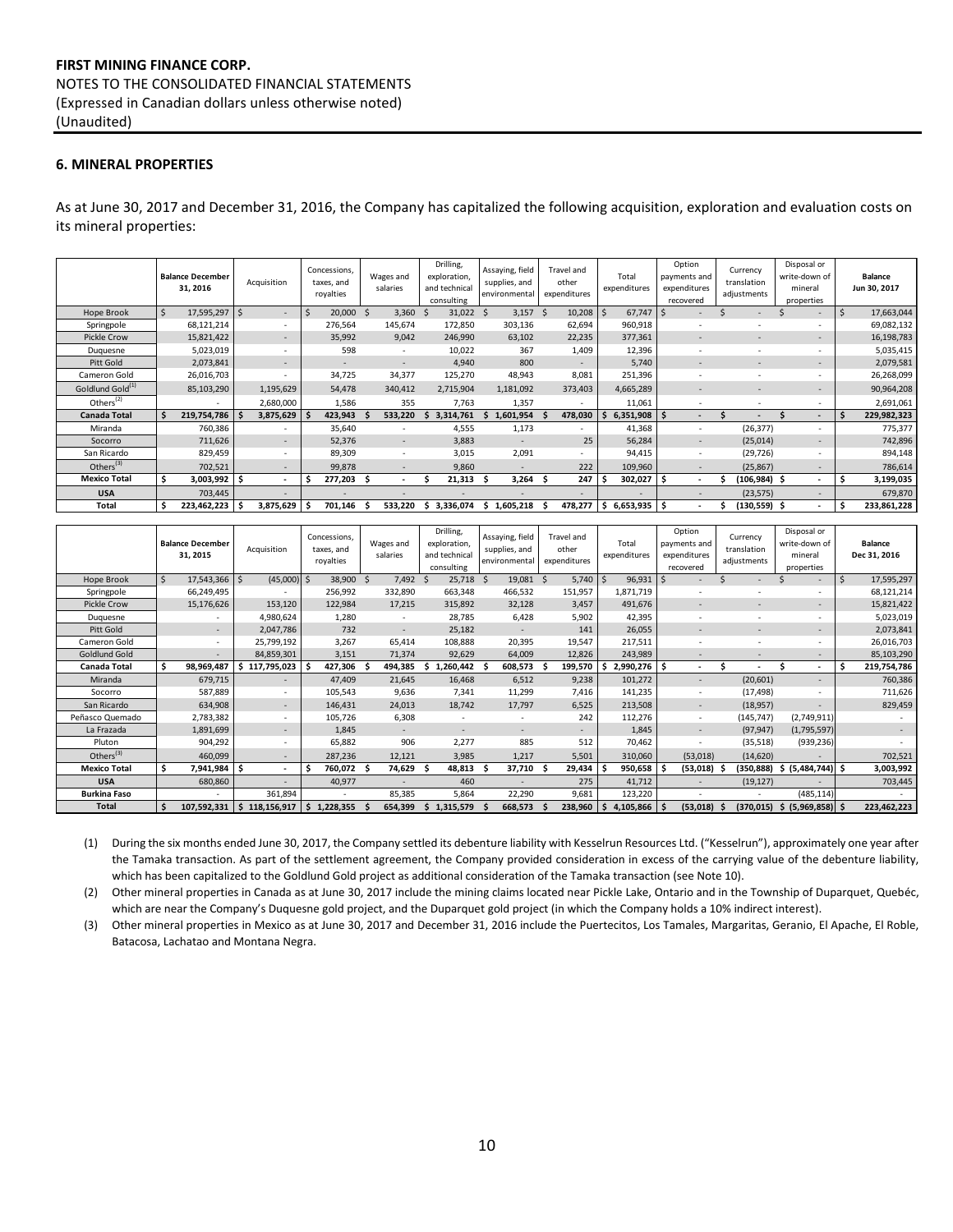FIRST MINING FINANCE CORP.
NOTES TO THE CONSOLIDATED FINANCIAL STATEMENTS
(Expressed in Canadian dollars unless otherwise noted)
(Unaudited)

## 6. MINERAL PROPERTIES

As at June 30, 2017 and December 31, 2016, the Company has capitalized the following acquisition, exploration and evaluation costs on its mineral properties:

| | Balance December 31, 2016 | Acquisition | Concessions, taxes, and royalties | Wages and salaries | Drilling, exploration, and technical consulting | Assaying, field supplies, and environmental | Travel and other expenditures | Total expenditures | Option payments and expenditures recovered | Currency translation adjustments | Disposal or write-down of mineral properties | Balance Jun 30, 2017 |
|---|---|---|---|---|---|---|---|---|---|---|---|---|
| Hope Brook | $ 17,595,297 | $ - | $ 20,000 | $ 3,360 | $ 31,022 | $ 3,157 | $ 10,208 | $ 67,747 | $ - | $ - | $ - | $ 17,663,044 |
| Springpole | 68,121,214 | - | 276,564 | 145,674 | 172,850 | 303,136 | 62,694 | 960,918 | - | - | - | 69,082,132 |
| Pickle Crow | 15,821,422 | - | 35,992 | 9,042 | 246,990 | 63,102 | 22,235 | 377,361 | - | - | - | 16,198,783 |
| Duquesne | 5,023,019 | - | 598 | - | 10,022 | 367 | 1,409 | 12,396 | - | - | - | 5,035,415 |
| Pitt Gold | 2,073,841 | - | - | - | 4,940 | 800 | - | 5,740 | - | - | - | 2,079,581 |
| Cameron Gold | 26,016,703 | - | 34,725 | 34,377 | 125,270 | 48,943 | 8,081 | 251,396 | - | - | - | 26,268,099 |
| Goldlund Gold[1] | 85,103,290 | 1,195,629 | 54,478 | 340,412 | 2,715,904 | 1,181,092 | 373,403 | 4,665,289 | - | - | - | 90,964,208 |
| Others[2] | - | 2,680,000 | 1,586 | 355 | 7,763 | 1,357 | - | 11,061 | - | - | - | 2,691,061 |
| **Canada Total** | **$ 219,754,786** | **$ 3,875,629** | **$ 423,943** | **$ 533,220** | **$ 3,314,761** | **$ 1,601,954** | **$ 478,030** | **$ 6,351,908** | **$ -** | **$ -** | **$ -** | **$ 229,982,323** |
| Miranda | 760,386 | - | 35,640 | - | 4,555 | 1,173 | - | 41,368 | - | (26,377) | - | 775,377 |
| Socorro | 711,626 | - | 52,376 | - | 3,883 | - | 25 | 56,284 | - | (25,014) | - | 742,896 |
| San Ricardo | 829,459 | - | 89,309 | - | 3,015 | 2,091 | - | 94,415 | - | (29,726) | - | 894,148 |
| Others[3] | 702,521 | - | 99,878 | - | 9,860 | - | 222 | 109,960 | - | (25,867) | - | 786,614 |
| **Mexico Total** | **$ 3,003,992** | **$ -** | **$ 277,203** | **$ -** | **$ 21,313** | **$ 3,264** | **$ 247** | **$ 302,027** | **$ -** | **$ (106,984)** | **$ -** | **$ 3,199,035** |
| **USA** | 703,445 | - | - | - | - | - | - | - | - | (23,575) | - | 679,870 |
| **Total** | **$ 223,462,223** | **$ 3,875,629** | **$ 701,146** | **$ 533,220** | **$ 3,336,074** | **$ 1,605,218** | **$ 478,277** | **$ 6,653,935** | **$ -** | **$ (130,559)** | **$ -** | **$ 233,861,228** |

| | Balance December 31, 2015 | Acquisition | Concessions, taxes, and royalties | Wages and salaries | Drilling, exploration, and technical consulting | Assaying, field supplies, and environmental | Travel and other expenditures | Total expenditures | Option payments and expenditures recovered | Currency translation adjustments | Disposal or write-down of mineral properties | Balance Dec 31, 2016 |
|---|---|---|---|---|---|---|---|---|---|---|---|---|
| Hope Brook | $ 17,543,366 | $ (45,000) | $ 38,900 | $ 7,492 | $ 25,718 | $ 19,081 | $ 5,740 | $ 96,931 | $ - | $ - | $ - | $ 17,595,297 |
| Springpole | 66,249,495 | - | 256,992 | 332,890 | 663,348 | 466,532 | 151,957 | 1,871,719 | - | - | - | 68,121,214 |
| Pickle Crow | 15,176,626 | 153,120 | 122,984 | 17,215 | 315,892 | 32,128 | 3,457 | 491,676 | - | - | - | 15,821,422 |
| Duquesne | - | 4,980,624 | 1,280 | - | 28,785 | 6,428 | 5,902 | 42,395 | - | - | - | 5,023,019 |
| Pitt Gold | - | 2,047,786 | 732 | - | 25,182 | - | 141 | 26,055 | - | - | - | 2,073,841 |
| Cameron Gold | - | 25,799,192 | 3,267 | 65,414 | 108,888 | 20,395 | 19,547 | 217,511 | - | - | - | 26,016,703 |
| Goldlund Gold | - | 84,859,301 | 3,151 | 71,374 | 92,629 | 64,009 | 12,826 | 243,989 | - | - | - | 85,103,290 |
| **Canada Total** | **$ 98,969,487** | **$ 117,795,023** | **$ 427,306** | **$ 494,385** | **$ 1,260,442** | **$ 608,573** | **$ 199,570** | **$ 2,990,276** | **$ -** | **$ -** | **$ -** | **$ 219,754,786** |
| Miranda | 679,715 | - | 47,409 | 21,645 | 16,468 | 6,512 | 9,238 | 101,272 | - | (20,601) | - | 760,386 |
| Socorro | 587,889 | - | 105,543 | 9,636 | 7,341 | 11,299 | 7,416 | 141,235 | - | (17,498) | - | 711,626 |
| San Ricardo | 634,908 | - | 146,431 | 24,013 | 18,742 | 17,797 | 6,525 | 213,508 | - | (18,957) | - | 829,459 |
| Peñasco Quemado | 2,783,382 | - | 105,726 | 6,308 | - | - | 242 | 112,276 | - | (145,747) | (2,749,911) | - |
| La Frazada | 1,891,699 | - | 1,845 | - | - | - | - | 1,845 | - | (97,947) | (1,795,597) | - |
| Pluton | 904,292 | - | 65,882 | 906 | 2,277 | 885 | 512 | 70,462 | - | (35,518) | (939,236) | - |
| Others[3] | 460,099 | - | 287,236 | 12,121 | 3,985 | 1,217 | 5,501 | 310,060 | (53,018) | (14,620) | - | 702,521 |
| **Mexico Total** | **$ 7,941,984** | **$ -** | **$ 760,072** | **$ 74,629** | **$ 48,813** | **$ 37,710** | **$ 29,434** | **$ 950,658** | **$ (53,018)** | **$ (350,888)** | **$ (5,484,744)** | **$ 3,003,992** |
| **USA** | 680,860 | - | 40,977 | - | 460 | - | 275 | 41,712 | - | (19,127) | - | 703,445 |
| **Burkina Faso** | - | 361,894 | - | 85,385 | 5,864 | 22,290 | 9,681 | 123,220 | - | - | (485,114) | - |
| **Total** | **$ 107,592,331** | **$ 118,156,917** | **$ 1,228,355** | **$ 654,399** | **$ 1,315,579** | **$ 668,573** | **$ 238,960** | **$ 4,105,866** | **$ (53,018)** | **$ (370,015)** | **$ (5,969,858)** | **$ 223,462,223** |

(1) During the six months ended June 30, 2017, the Company settled its debenture liability with Kesselrun Resources Ltd. ("Kesselrun"), approximately one year after the Tamaka transaction. As part of the settlement agreement, the Company provided consideration in excess of the carrying value of the debenture liability, which has been capitalized to the Goldlund Gold project as additional consideration of the Tamaka transaction (see Note 10).

(2) Other mineral properties in Canada as at June 30, 2017 include the mining claims located near Pickle Lake, Ontario and in the Township of Duparquet, Quebéc, which are near the Company's Duquesne gold project, and the Duparquet gold project (in which the Company holds a 10% indirect interest).

(3) Other mineral properties in Mexico as at June 30, 2017 and December 31, 2016 include the Puertecitos, Los Tamales, Margaritas, Geranio, El Apache, El Roble, Batacosa, Lachatao and Montana Negra.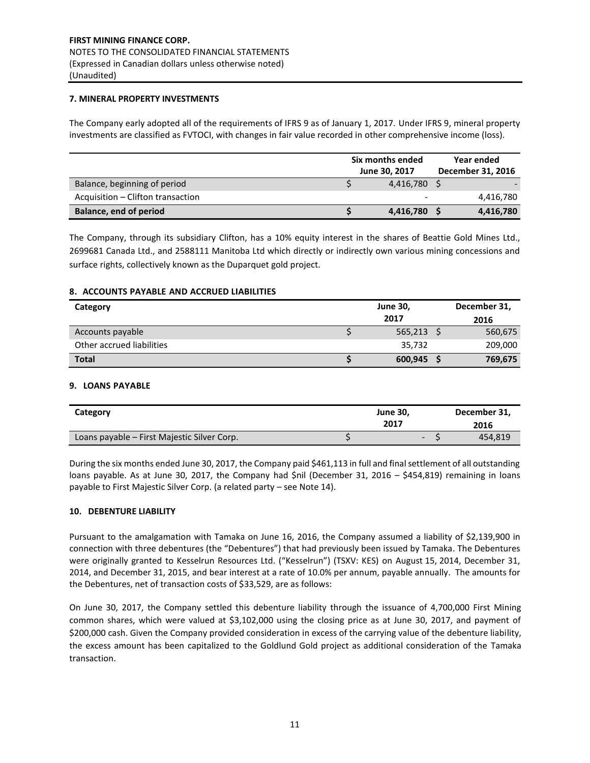### 7. MINERAL PROPERTY INVESTMENTS

The Company early adopted all of the requirements of IFRS 9 as of January 1, 2017. Under IFRS 9, mineral property investments are classified as FVTOCI, with changes in fair value recorded in other comprehensive income (loss).

| | Six months ended June 30, 2017 | Year ended December 31, 2016 |
|---|---|---|
| Balance, beginning of period | $ 4,416,780 | $ - |
| Acquisition – Clifton transaction | - | 4,416,780 |
| **Balance, end of period** | **$ 4,416,780** | **$ 4,416,780** |

The Company, through its subsidiary Clifton, has a 10% equity interest in the shares of Beattie Gold Mines Ltd., 2699681 Canada Ltd., and 2588111 Manitoba Ltd which directly or indirectly own various mining concessions and surface rights, collectively known as the Duparquet gold project.

### 8. ACCOUNTS PAYABLE AND ACCRUED LIABILITIES

| Category | June 30, 2017 | December 31, 2016 |
|---|---|---|
| Accounts payable | $ 565,213 | $ 560,675 |
| Other accrued liabilities | 35,732 | 209,000 |
| **Total** | **$ 600,945** | **$ 769,675** |

### 9. LOANS PAYABLE

| Category | June 30, 2017 | December 31, 2016 |
|---|---|---|
| Loans payable – First Majestic Silver Corp. | $ - | $ 454,819 |

During the six months ended June 30, 2017, the Company paid $461,113 in full and final settlement of all outstanding loans payable. As at June 30, 2017, the Company had $nil (December 31, 2016 – $454,819) remaining in loans payable to First Majestic Silver Corp. (a related party – see Note 14).

### 10. DEBENTURE LIABILITY

Pursuant to the amalgamation with Tamaka on June 16, 2016, the Company assumed a liability of $2,139,900 in connection with three debentures (the "Debentures") that had previously been issued by Tamaka. The Debentures were originally granted to Kesselrun Resources Ltd. ("Kesselrun") (TSXV: KES) on August 15, 2014, December 31, 2014, and December 31, 2015, and bear interest at a rate of 10.0% per annum, payable annually. The amounts for the Debentures, net of transaction costs of $33,529, are as follows:

On June 30, 2017, the Company settled this debenture liability through the issuance of 4,700,000 First Mining common shares, which were valued at $3,102,000 using the closing price as at June 30, 2017, and payment of $200,000 cash. Given the Company provided consideration in excess of the carrying value of the debenture liability, the excess amount has been capitalized to the Goldlund Gold project as additional consideration of the Tamaka transaction.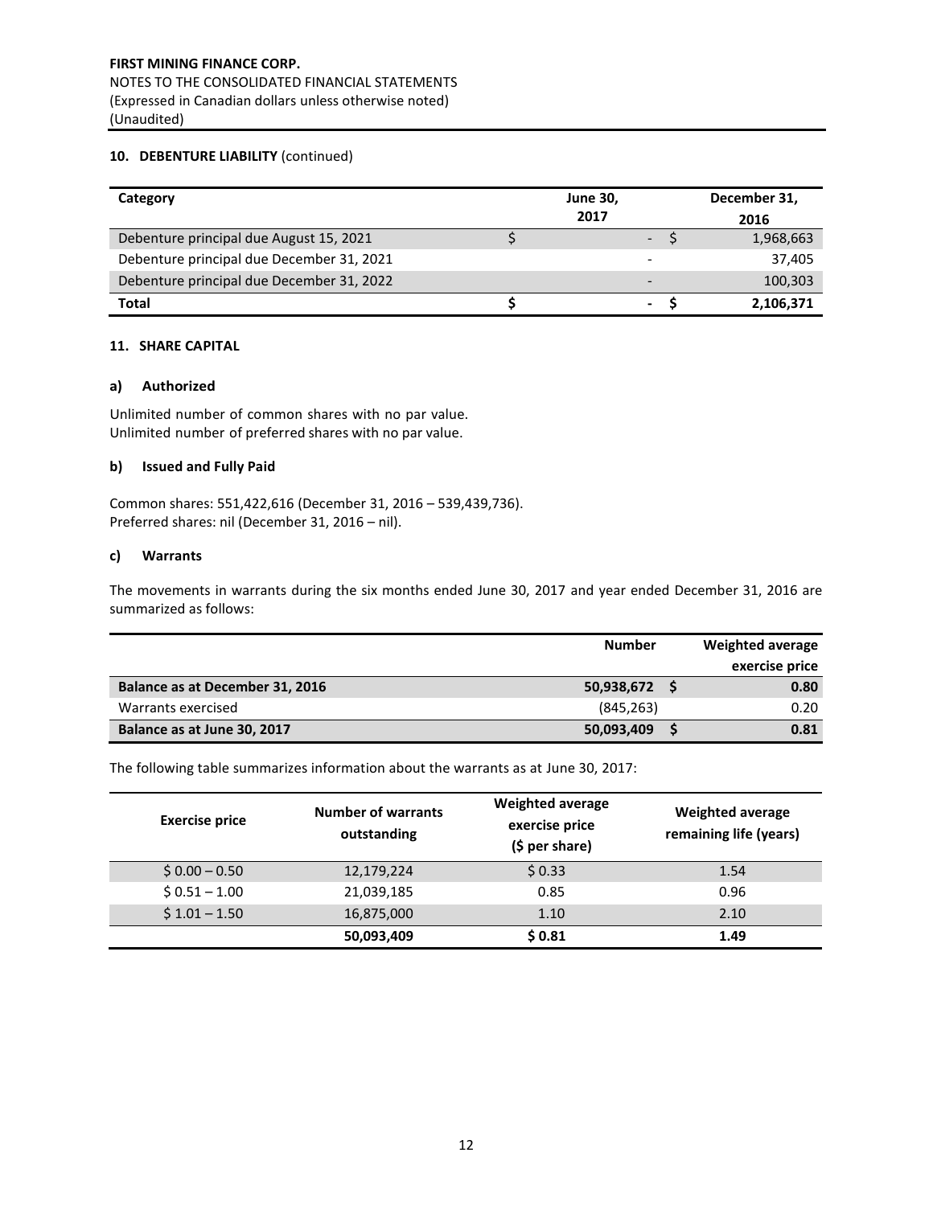FIRST MINING FINANCE CORP.
NOTES TO THE CONSOLIDATED FINANCIAL STATEMENTS
(Expressed in Canadian dollars unless otherwise noted)
(Unaudited)

## 10. DEBENTURE LIABILITY (continued)

| Category | June 30, 2017 | December 31, 2016 |
|---|---|---|
| Debenture principal due August 15, 2021 | $ - | $ 1,968,663 |
| Debenture principal due December 31, 2021 | - | 37,405 |
| Debenture principal due December 31, 2022 | - | 100,303 |
| **Total** | **$ -** | **$ 2,106,371** |

## 11. SHARE CAPITAL

### a) Authorized

Unlimited number of common shares with no par value.
Unlimited number of preferred shares with no par value.

### b) Issued and Fully Paid

Common shares: 551,422,616 (December 31, 2016 – 539,439,736).
Preferred shares: nil (December 31, 2016 – nil).

### c) Warrants

The movements in warrants during the six months ended June 30, 2017 and year ended December 31, 2016 are summarized as follows:

| | Number | Weighted average exercise price |
|---|---|---|
| **Balance as at December 31, 2016** | **50,938,672** | **$ 0.80** |
| Warrants exercised | (845,263) | 0.20 |
| **Balance as at June 30, 2017** | **50,093,409** | **$ 0.81** |

The following table summarizes information about the warrants as at June 30, 2017:

| Exercise price | Number of warrants outstanding | Weighted average exercise price ($ per share) | Weighted average remaining life (years) |
|---|---|---|---|
| $ 0.00 – 0.50 | 12,179,224 | $ 0.33 | 1.54 |
| $ 0.51 – 1.00 | 21,039,185 | 0.85 | 0.96 |
| $ 1.01 – 1.50 | 16,875,000 | 1.10 | 2.10 |
| | **50,093,409** | **$ 0.81** | **1.49** |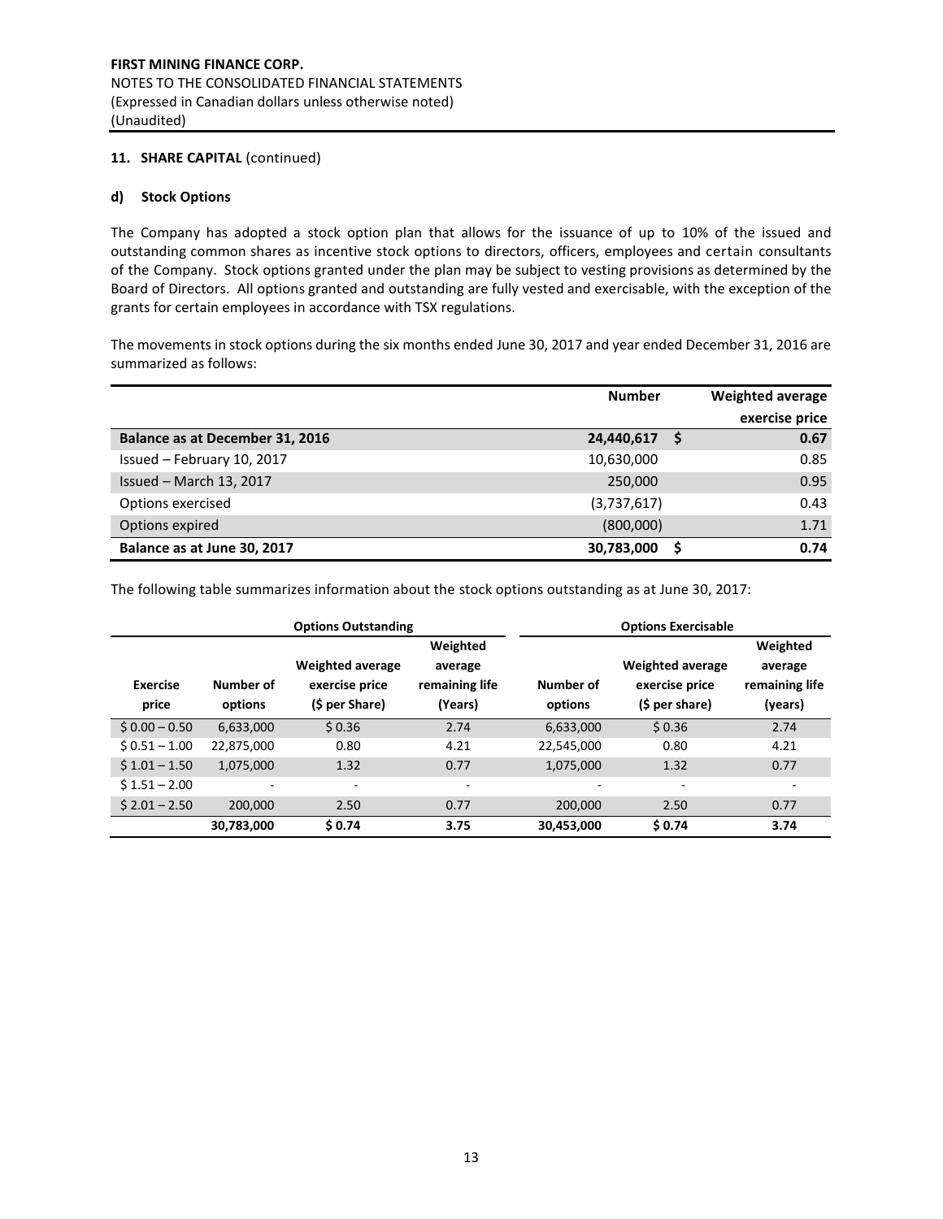**FIRST MINING FINANCE CORP.**
NOTES TO THE CONSOLIDATED FINANCIAL STATEMENTS
(Expressed in Canadian dollars unless otherwise noted)
(Unaudited)

## 11. SHARE CAPITAL (continued)

### d) Stock Options

The Company has adopted a stock option plan that allows for the issuance of up to 10% of the issued and outstanding common shares as incentive stock options to directors, officers, employees and certain consultants of the Company. Stock options granted under the plan may be subject to vesting provisions as determined by the Board of Directors. All options granted and outstanding are fully vested and exercisable, with the exception of the grants for certain employees in accordance with TSX regulations.

The movements in stock options during the six months ended June 30, 2017 and year ended December 31, 2016 are summarized as follows:

| | Number | Weighted average exercise price |
|---|---|---|
| **Balance as at December 31, 2016** | **24,440,617** | **$ 0.67** |
| Issued – February 10, 2017 | 10,630,000 | 0.85 |
| Issued – March 13, 2017 | 250,000 | 0.95 |
| Options exercised | (3,737,617) | 0.43 |
| Options expired | (800,000) | 1.71 |
| **Balance as at June 30, 2017** | **30,783,000** | **$ 0.74** |

The following table summarizes information about the stock options outstanding as at June 30, 2017:

| | Options Outstanding | | | Options Exercisable | | |
|---|---|---|---|---|---|---|
| Exercise price | Number of options | Weighted average exercise price ($ per Share) | Weighted average remaining life (Years) | Number of options | Weighted average exercise price ($ per share) | Weighted average remaining life (years) |
| $ 0.00 – 0.50 | 6,633,000 | $ 0.36 | 2.74 | 6,633,000 | $ 0.36 | 2.74 |
| $ 0.51 – 1.00 | 22,875,000 | 0.80 | 4.21 | 22,545,000 | 0.80 | 4.21 |
| $ 1.01 – 1.50 | 1,075,000 | 1.32 | 0.77 | 1,075,000 | 1.32 | 0.77 |
| $ 1.51 – 2.00 | - | - | - | - | - | - |
| $ 2.01 – 2.50 | 200,000 | 2.50 | 0.77 | 200,000 | 2.50 | 0.77 |
| | **30,783,000** | **$ 0.74** | **3.75** | **30,453,000** | **$ 0.74** | **3.74** |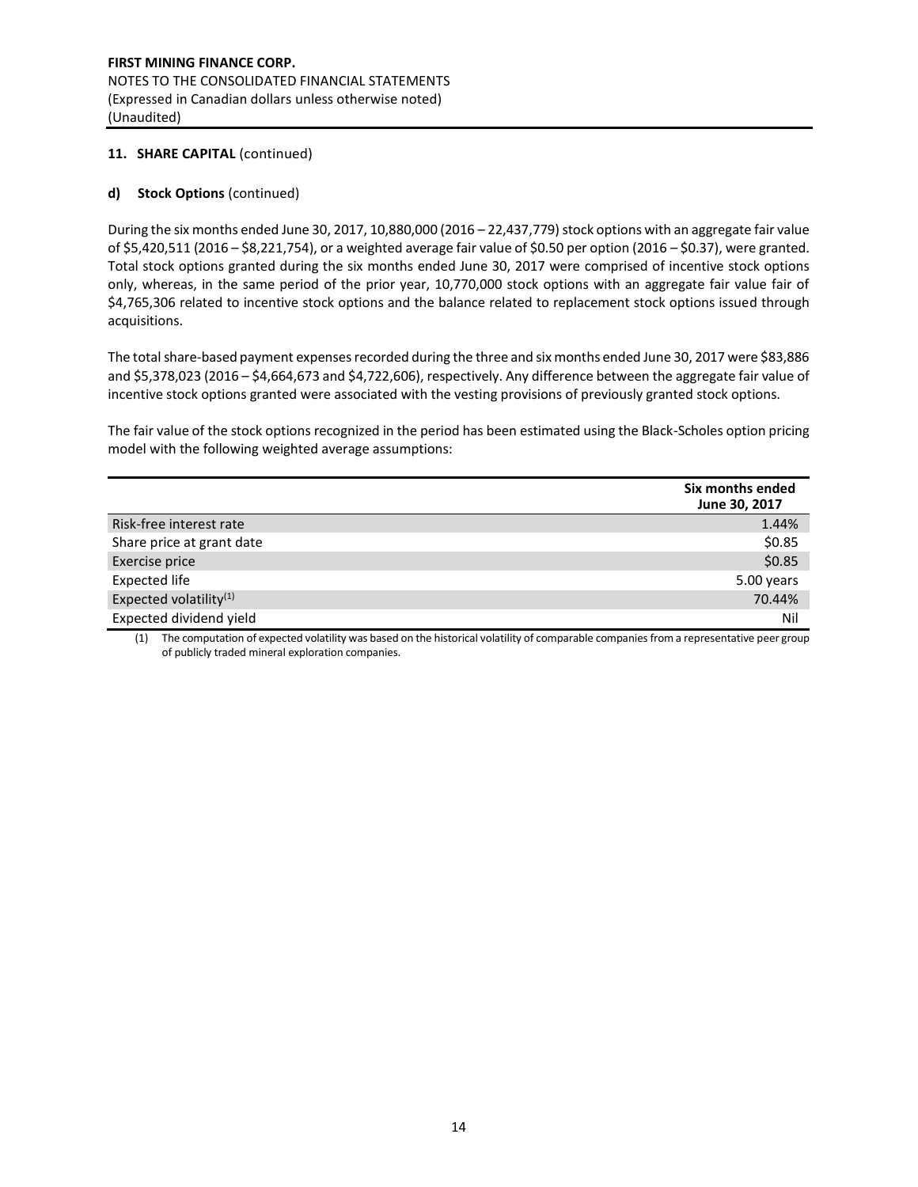## 11. SHARE CAPITAL (continued)

### d) Stock Options (continued)

During the six months ended June 30, 2017, 10,880,000 (2016 – 22,437,779) stock options with an aggregate fair value of $5,420,511 (2016 – $8,221,754), or a weighted average fair value of $0.50 per option (2016 – $0.37), were granted. Total stock options granted during the six months ended June 30, 2017 were comprised of incentive stock options only, whereas, in the same period of the prior year, 10,770,000 stock options with an aggregate fair value fair of $4,765,306 related to incentive stock options and the balance related to replacement stock options issued through acquisitions.

The total share-based payment expenses recorded during the three and six months ended June 30, 2017 were $83,886 and $5,378,023 (2016 – $4,664,673 and $4,722,606), respectively. Any difference between the aggregate fair value of incentive stock options granted were associated with the vesting provisions of previously granted stock options.

The fair value of the stock options recognized in the period has been estimated using the Black-Scholes option pricing model with the following weighted average assumptions:

| | Six months ended June 30, 2017 |
|---|---|
| Risk-free interest rate | 1.44% |
| Share price at grant date | $0.85 |
| Exercise price | $0.85 |
| Expected life | 5.00 years |
| Expected volatility[1] | 70.44% |
| Expected dividend yield | Nil |

(1) The computation of expected volatility was based on the historical volatility of comparable companies from a representative peer group of publicly traded mineral exploration companies.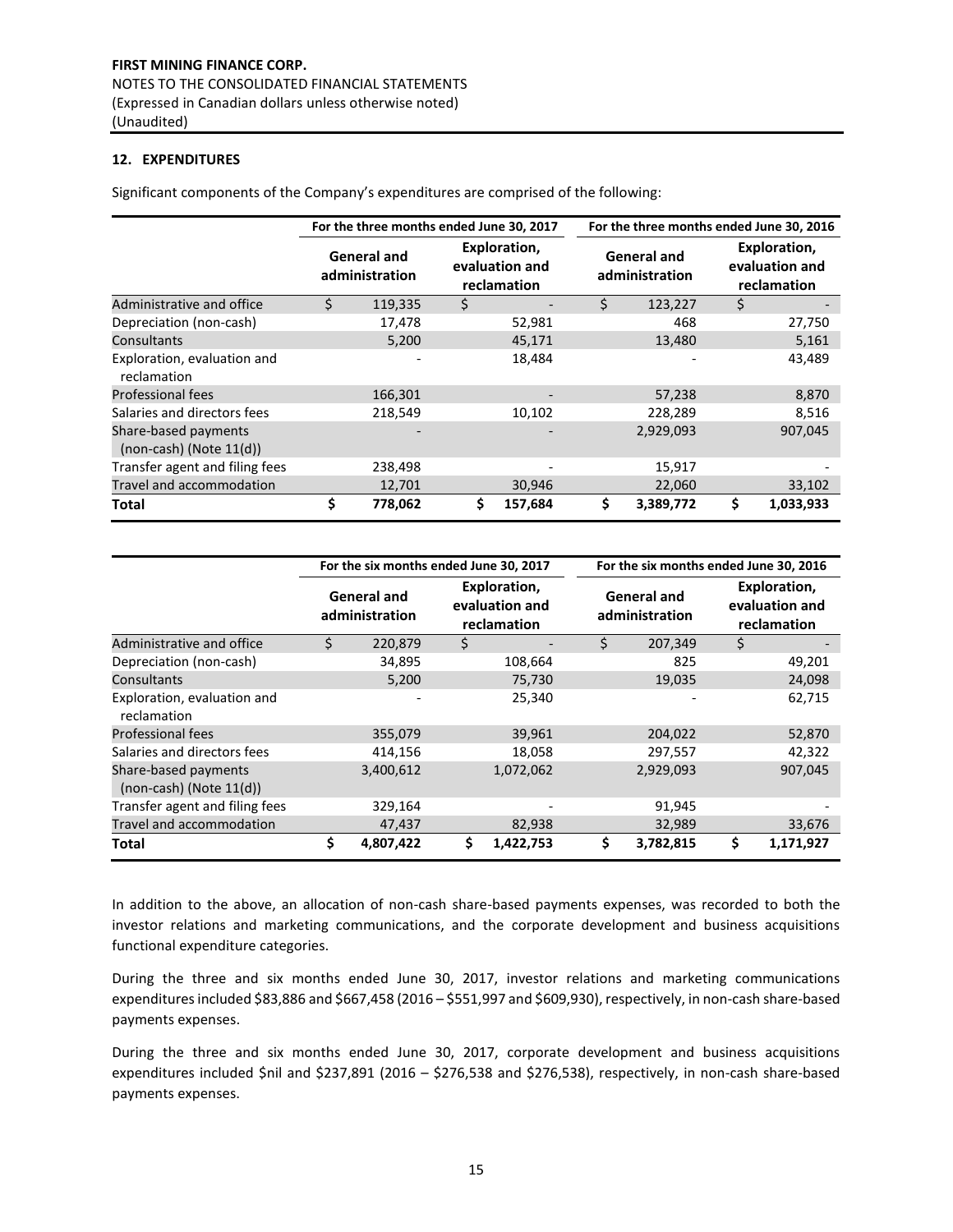## 12. EXPENDITURES

Significant components of the Company's expenditures are comprised of the following:

| | For the three months ended June 30, 2017 | | For the three months ended June 30, 2016 | |
|---|---|---|---|---|
| | General and administration | Exploration, evaluation and reclamation | General and administration | Exploration, evaluation and reclamation |
| Administrative and office | $ 119,335 | $ - | $ 123,227 | $ - |
| Depreciation (non-cash) | 17,478 | 52,981 | 468 | 27,750 |
| Consultants | 5,200 | 45,171 | 13,480 | 5,161 |
| Exploration, evaluation and reclamation | - | 18,484 | - | 43,489 |
| Professional fees | 166,301 | - | 57,238 | 8,870 |
| Salaries and directors fees | 218,549 | 10,102 | 228,289 | 8,516 |
| Share-based payments (non-cash) (Note 11(d)) | - | - | 2,929,093 | 907,045 |
| Transfer agent and filing fees | 238,498 | - | 15,917 | - |
| Travel and accommodation | 12,701 | 30,946 | 22,060 | 33,102 |
| **Total** | **$ 778,062** | **$ 157,684** | **$ 3,389,772** | **$ 1,033,933** |

| | For the six months ended June 30, 2017 | | For the six months ended June 30, 2016 | |
|---|---|---|---|---|
| | General and administration | Exploration, evaluation and reclamation | General and administration | Exploration, evaluation and reclamation |
| Administrative and office | $ 220,879 | $ - | $ 207,349 | $ - |
| Depreciation (non-cash) | 34,895 | 108,664 | 825 | 49,201 |
| Consultants | 5,200 | 75,730 | 19,035 | 24,098 |
| Exploration, evaluation and reclamation | - | 25,340 | - | 62,715 |
| Professional fees | 355,079 | 39,961 | 204,022 | 52,870 |
| Salaries and directors fees | 414,156 | 18,058 | 297,557 | 42,322 |
| Share-based payments (non-cash) (Note 11(d)) | 3,400,612 | 1,072,062 | 2,929,093 | 907,045 |
| Transfer agent and filing fees | 329,164 | - | 91,945 | - |
| Travel and accommodation | 47,437 | 82,938 | 32,989 | 33,676 |
| **Total** | **$ 4,807,422** | **$ 1,422,753** | **$ 3,782,815** | **$ 1,171,927** |

In addition to the above, an allocation of non-cash share-based payments expenses, was recorded to both the investor relations and marketing communications, and the corporate development and business acquisitions functional expenditure categories.

During the three and six months ended June 30, 2017, investor relations and marketing communications expenditures included $83,886 and $667,458 (2016 – $551,997 and $609,930), respectively, in non-cash share-based payments expenses.

During the three and six months ended June 30, 2017, corporate development and business acquisitions expenditures included $nil and $237,891 (2016 – $276,538 and $276,538), respectively, in non-cash share-based payments expenses.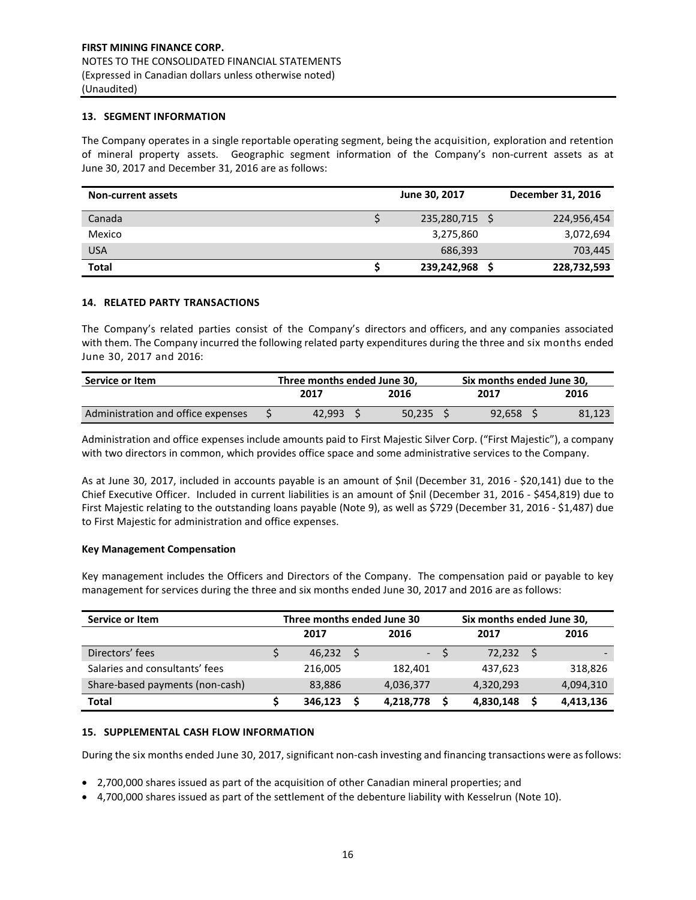**FIRST MINING FINANCE CORP.**
NOTES TO THE CONSOLIDATED FINANCIAL STATEMENTS
(Expressed in Canadian dollars unless otherwise noted)
(Unaudited)

## 13. SEGMENT INFORMATION

The Company operates in a single reportable operating segment, being the acquisition, exploration and retention of mineral property assets. Geographic segment information of the Company's non-current assets as at June 30, 2017 and December 31, 2016 are as follows:

| Non-current assets | June 30, 2017 | December 31, 2016 |
|---|---|---|
| Canada | $ 235,280,715 | $ 224,956,454 |
| Mexico | 3,275,860 | 3,072,694 |
| USA | 686,393 | 703,445 |
| **Total** | **$ 239,242,968** | **$ 228,732,593** |

## 14. RELATED PARTY TRANSACTIONS

The Company's related parties consist of the Company's directors and officers, and any companies associated with them. The Company incurred the following related party expenditures during the three and six months ended June 30, 2017 and 2016:

| Service or Item | Three months ended June 30, | | Six months ended June 30, | |
|---|---|---|---|---|
| | 2017 | 2016 | 2017 | 2016 |
| Administration and office expenses | $ 42,993 | $ 50,235 | $ 92,658 | $ 81,123 |

Administration and office expenses include amounts paid to First Majestic Silver Corp. ("First Majestic"), a company with two directors in common, which provides office space and some administrative services to the Company.

As at June 30, 2017, included in accounts payable is an amount of $nil (December 31, 2016 - $20,141) due to the Chief Executive Officer. Included in current liabilities is an amount of $nil (December 31, 2016 - $454,819) due to First Majestic relating to the outstanding loans payable (Note 9), as well as $729 (December 31, 2016 - $1,487) due to First Majestic for administration and office expenses.

### Key Management Compensation

Key management includes the Officers and Directors of the Company. The compensation paid or payable to key management for services during the three and six months ended June 30, 2017 and 2016 are as follows:

| Service or Item | Three months ended June 30 | | Six months ended June 30, | |
|---|---|---|---|---|
| | 2017 | 2016 | 2017 | 2016 |
| Directors' fees | $ 46,232 | $ - | $ 72,232 | $ - |
| Salaries and consultants' fees | 216,005 | 182,401 | 437,623 | 318,826 |
| Share-based payments (non-cash) | 83,886 | 4,036,377 | 4,320,293 | 4,094,310 |
| **Total** | **$ 346,123** | **$ 4,218,778** | **$ 4,830,148** | **$ 4,413,136** |

## 15. SUPPLEMENTAL CASH FLOW INFORMATION

During the six months ended June 30, 2017, significant non-cash investing and financing transactions were as follows:

- 2,700,000 shares issued as part of the acquisition of other Canadian mineral properties; and
- 4,700,000 shares issued as part of the settlement of the debenture liability with Kesselrun (Note 10).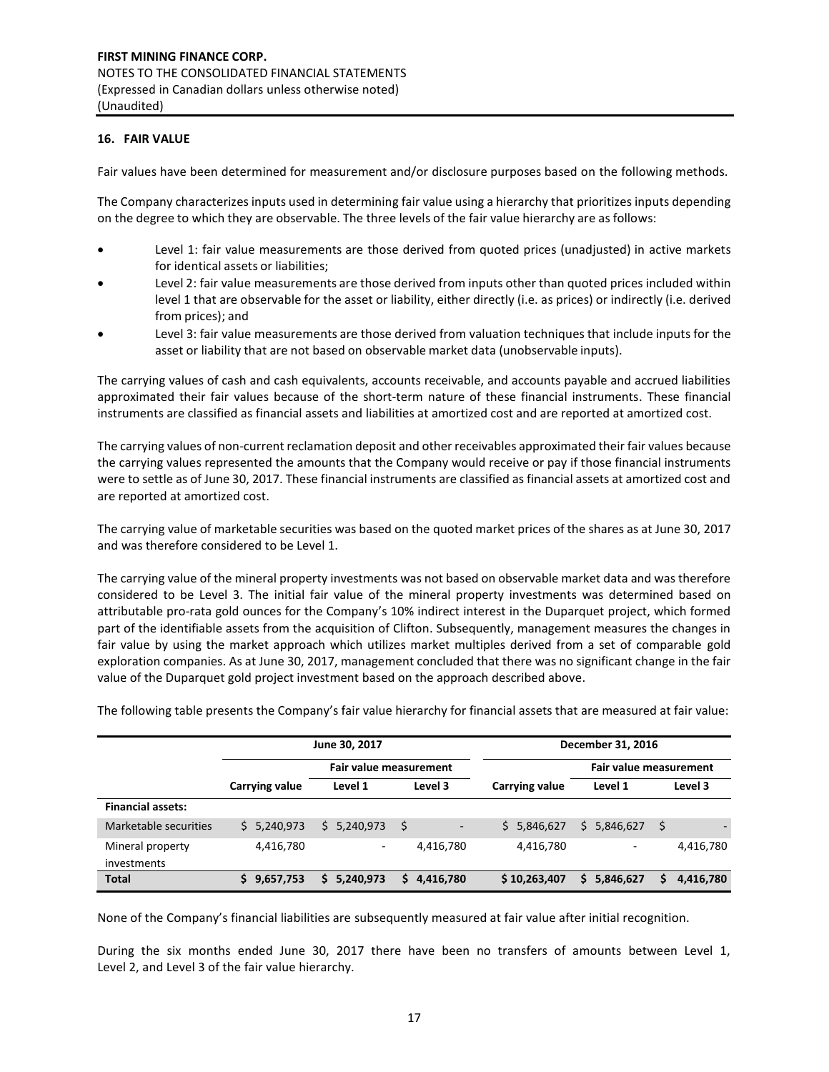## 16. FAIR VALUE

Fair values have been determined for measurement and/or disclosure purposes based on the following methods.

The Company characterizes inputs used in determining fair value using a hierarchy that prioritizes inputs depending on the degree to which they are observable. The three levels of the fair value hierarchy are as follows:

- Level 1: fair value measurements are those derived from quoted prices (unadjusted) in active markets for identical assets or liabilities;
- Level 2: fair value measurements are those derived from inputs other than quoted prices included within level 1 that are observable for the asset or liability, either directly (i.e. as prices) or indirectly (i.e. derived from prices); and
- Level 3: fair value measurements are those derived from valuation techniques that include inputs for the asset or liability that are not based on observable market data (unobservable inputs).

The carrying values of cash and cash equivalents, accounts receivable, and accounts payable and accrued liabilities approximated their fair values because of the short-term nature of these financial instruments. These financial instruments are classified as financial assets and liabilities at amortized cost and are reported at amortized cost.

The carrying values of non-current reclamation deposit and other receivables approximated their fair values because the carrying values represented the amounts that the Company would receive or pay if those financial instruments were to settle as of June 30, 2017. These financial instruments are classified as financial assets at amortized cost and are reported at amortized cost.

The carrying value of marketable securities was based on the quoted market prices of the shares as at June 30, 2017 and was therefore considered to be Level 1.

The carrying value of the mineral property investments was not based on observable market data and was therefore considered to be Level 3. The initial fair value of the mineral property investments was determined based on attributable pro-rata gold ounces for the Company's 10% indirect interest in the Duparquet project, which formed part of the identifiable assets from the acquisition of Clifton. Subsequently, management measures the changes in fair value by using the market approach which utilizes market multiples derived from a set of comparable gold exploration companies. As at June 30, 2017, management concluded that there was no significant change in the fair value of the Duparquet gold project investment based on the approach described above.

The following table presents the Company's fair value hierarchy for financial assets that are measured at fair value:

| | June 30, 2017 | | | December 31, 2016 | | |
|---|---|---|---|---|---|---|
| | | Fair value measurement | | | Fair value measurement | |
| | **Carrying value** | **Level 1** | **Level 3** | **Carrying value** | **Level 1** | **Level 3** |
| **Financial assets:** | | | | | | |
| Marketable securities | $ 5,240,973 | $ 5,240,973 | $ - | $ 5,846,627 | $ 5,846,627 | $ - |
| Mineral property investments | 4,416,780 | - | 4,416,780 | 4,416,780 | - | 4,416,780 |
| **Total** | **$ 9,657,753** | **$ 5,240,973** | **$ 4,416,780** | **$ 10,263,407** | **$ 5,846,627** | **$ 4,416,780** |

None of the Company's financial liabilities are subsequently measured at fair value after initial recognition.

During the six months ended June 30, 2017 there have been no transfers of amounts between Level 1, Level 2, and Level 3 of the fair value hierarchy.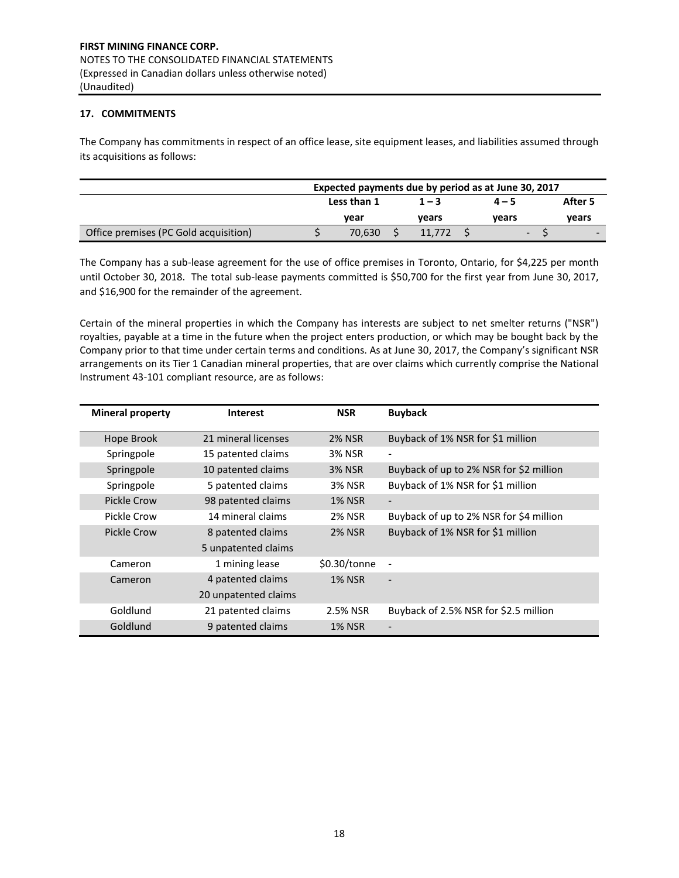**FIRST MINING FINANCE CORP.**
NOTES TO THE CONSOLIDATED FINANCIAL STATEMENTS
(Expressed in Canadian dollars unless otherwise noted)
(Unaudited)

## 17. COMMITMENTS

The Company has commitments in respect of an office lease, site equipment leases, and liabilities assumed through its acquisitions as follows:

| | Expected payments due by period as at June 30, 2017 | | | |
|---|---|---|---|---|
| | Less than 1 year | 1 – 3 years | 4 – 5 years | After 5 years |
| Office premises (PC Gold acquisition) | $ 70,630 | $ 11,772 | $ - | $ - |

The Company has a sub-lease agreement for the use of office premises in Toronto, Ontario, for $4,225 per month until October 30, 2018. The total sub-lease payments committed is $50,700 for the first year from June 30, 2017, and $16,900 for the remainder of the agreement.

Certain of the mineral properties in which the Company has interests are subject to net smelter returns ("NSR") royalties, payable at a time in the future when the project enters production, or which may be bought back by the Company prior to that time under certain terms and conditions. As at June 30, 2017, the Company's significant NSR arrangements on its Tier 1 Canadian mineral properties, that are over claims which currently comprise the National Instrument 43-101 compliant resource, are as follows:

| Mineral property | Interest | NSR | Buyback |
|---|---|---|---|
| Hope Brook | 21 mineral licenses | 2% NSR | Buyback of 1% NSR for $1 million |
| Springpole | 15 patented claims | 3% NSR | - |
| Springpole | 10 patented claims | 3% NSR | Buyback of up to 2% NSR for $2 million |
| Springpole | 5 patented claims | 3% NSR | Buyback of 1% NSR for $1 million |
| Pickle Crow | 98 patented claims | 1% NSR | - |
| Pickle Crow | 14 mineral claims | 2% NSR | Buyback of up to 2% NSR for $4 million |
| Pickle Crow | 8 patented claims<br>5 unpatented claims | 2% NSR | Buyback of 1% NSR for $1 million |
| Cameron | 1 mining lease | $0.30/tonne | - |
| Cameron | 4 patented claims<br>20 unpatented claims | 1% NSR | - |
| Goldlund | 21 patented claims | 2.5% NSR | Buyback of 2.5% NSR for $2.5 million |
| Goldlund | 9 patented claims | 1% NSR | - |